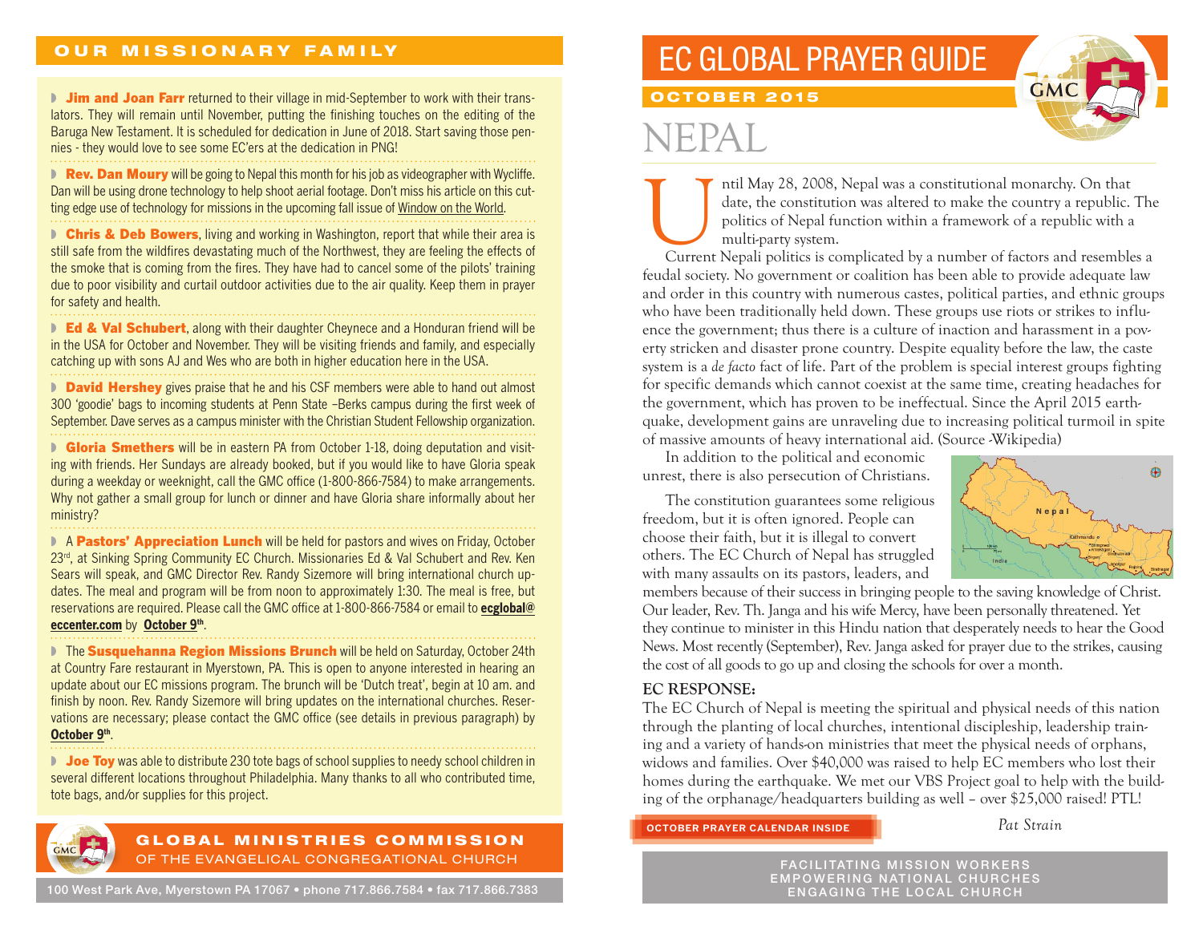## OUR MISSIONARY FAMILY

- **Jim and Joan Farr** returned to their village in mid-September to work with their translators. They will remain until November, putting the finishing touches on the editing of the Baruga New Testament. It is scheduled for dedication in June of 2018. Start saving those pennies - they would love to see some EC'ers at the dedication in PNG!

- **Rev. Dan Moury** will be going to Nepal this month for his job as videographer with Wycliffe. Dan will be using drone technology to help shoot aerial footage. Don't miss his article on this cutting edge use of technology for missions in the upcoming fall issue of Window on the World.

- **Chris & Deb Bowers**, living and working in Washington, report that while their area is still safe from the wildfires devastating much of the Northwest, they are feeling the effects of the smoke that is coming from the fires. They have had to cancel some of the pilots' training due to poor visibility and curtail outdoor activities due to the air quality. Keep them in prayer for safety and health.

- **Ed & Val Schubert**, along with their daughter Cheynece and a Honduran friend will be in the USA for October and November. They will be visiting friends and family, and especially catching up with sons AJ and Wes who are both in higher education here in the USA.

- **David Hershey** gives praise that he and his CSF members were able to hand out almost 300 'goodie' bags to incoming students at Penn State –Berks campus during the first week of September. Dave serves as a campus minister with the Christian Student Fellowship organization.

- **Gloria Smethers** will be in eastern PA from October 1-18, doing deputation and visiting with friends. Her Sundays are already booked, but if you would like to have Gloria speak during a weekday or weeknight, call the GMC office (1-800-866-7584) to make arrangements. Why not gather a small group for lunch or dinner and have Gloria share informally about her ministry?

- A **Pastors' Appreciation Lunch** will be held for pastors and wives on Friday, October 23rd, at Sinking Spring Community EC Church. Missionaries Ed & Val Schubert and Rev. Ken Sears will speak, and GMC Director Rev. Randy Sizemore will bring international church updates. The meal and program will be from noon to approximately 1:30. The meal is free, but reservations are required. Please call the GMC office at 1-800-866-7584 or email to **ecglobal@eccenter.com** by **October 9th**.

- The **Susquehanna Region Missions Brunch** will be held on Saturday, October 24th at Country Fare restaurant in Myerstown, PA. This is open to anyone interested in hearing an update about our EC missions program. The brunch will be 'Dutch treat', begin at 10 am. and finish by noon. Rev. Randy Sizemore will bring updates on the international churches. Reservations are necessary; please contact the GMC office (see details in previous paragraph) by **October 9th**.

- **Joe Toy** was able to distribute 230 tote bags of school supplies to needy school children in several different locations throughout Philadelphia. Many thanks to all who contributed time, tote bags, and/or supplies for this project.

**GLOBAL MINISTRIES COMMISSION**
OF THE EVANGELICAL CONGREGATIONAL CHURCH

100 West Park Ave, Myerstown PA 17067 • phone 717.866.7584 • fax 717.866.7383

# EC GLOBAL PRAYER GUIDE

**OCTOBER 2015**

## NEPAL

Until May 28, 2008, Nepal was a constitutional monarchy. On that date, the constitution was altered to make the country a republic. The politics of Nepal function within a framework of a republic with a multi-party system.

Current Nepali politics is complicated by a number of factors and resembles a feudal society. No government or coalition has been able to provide adequate law and order in this country with numerous castes, political parties, and ethnic groups who have been traditionally held down. These groups use riots or strikes to influence the government; thus there is a culture of inaction and harassment in a poverty stricken and disaster prone country. Despite equality before the law, the caste system is a *de facto* fact of life. Part of the problem is special interest groups fighting for specific demands which cannot coexist at the same time, creating headaches for the government, which has proven to be ineffectual. Since the April 2015 earthquake, development gains are unraveling due to increasing political turmoil in spite of massive amounts of heavy international aid. (Source -Wikipedia)

In addition to the political and economic unrest, there is also persecution of Christians.

The constitution guarantees some religious freedom, but it is often ignored. People can choose their faith, but it is illegal to convert others. The EC Church of Nepal has struggled with many assaults on its pastors, leaders, and members because of their success in bringing people to the saving knowledge of Christ. Our leader, Rev. Th. Janga and his wife Mercy, have been personally threatened. Yet they continue to minister in this Hindu nation that desperately needs to hear the Good News. Most recently (September), Rev. Janga asked for prayer due to the strikes, causing the cost of all goods to go up and closing the schools for over a month.

**EC RESPONSE:**

The EC Church of Nepal is meeting the spiritual and physical needs of this nation through the planting of local churches, intentional discipleship, leadership training and a variety of hands-on ministries that meet the physical needs of orphans, widows and families. Over $40,000 was raised to help EC members who lost their homes during the earthquake. We met our VBS Project goal to help with the building of the orphanage/headquarters building as well – over $25,000 raised! PTL!

*Pat Strain*

**OCTOBER PRAYER CALENDAR INSIDE**

FACILITATING MISSION WORKERS
EMPOWERING NATIONAL CHURCHES
ENGAGING THE LOCAL CHURCH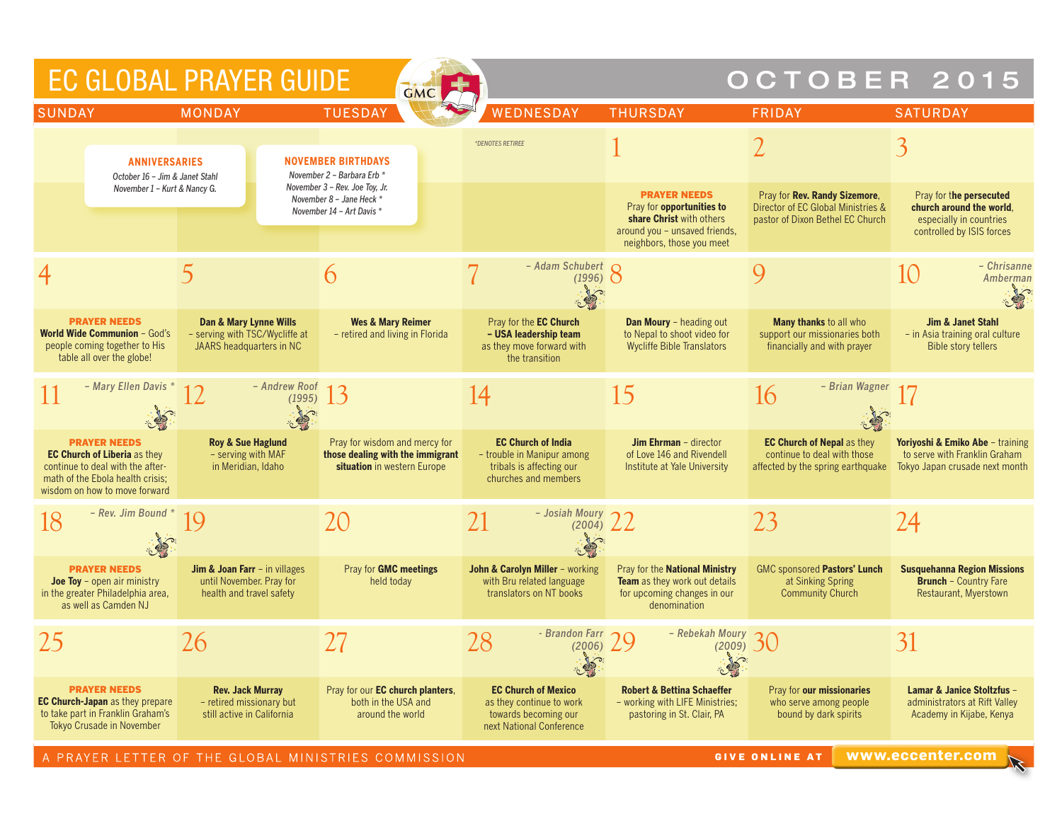# EC GLOBAL PRAYER GUIDE

## OCTOBER 2015

**ANNIVERSARIES**
October 16 – Jim & Janet Stahl
November 1 – Kurt & Nancy G.

**NOVEMBER BIRTHDAYS**
November 2 – Barbara Erb *
November 3 – Rev. Joe Toy, Jr.
November 8 – Jane Heck *
November 14 – Art Davis *

*DENOTES RETIREE

| SUNDAY | MONDAY | TUESDAY | WEDNESDAY | THURSDAY | FRIDAY | SATURDAY |
|---|---|---|---|---|---|---|
| | | | | 1<br>**PRAYER NEEDS**<br>Pray for **opportunities to share Christ** with others around you – unsaved friends, neighbors, those you meet | 2<br>Pray for **Rev. Randy Sizemore**, Director of EC Global Ministries & pastor of Dixon Bethel EC Church | 3<br>Pray for **the persecuted church around the world**, especially in countries controlled by ISIS forces |
| 4<br>**PRAYER NEEDS**<br>**World Wide Communion** – God's people coming together to His table all over the globe! | 5<br>**Dan & Mary Lynne Wills** – serving with TSC/Wycliffe at JAARS headquarters in NC | 6<br>**Wes & Mary Reimer** – retired and living in Florida | 7 – Adam Schubert (1996)<br>Pray for the **EC Church – USA leadership team** as they move forward with the transition | 8<br>**Dan Moury** – heading out to Nepal to shoot video for Wycliffe Bible Translators | 9<br>**Many thanks** to all who support our missionaries both financially and with prayer | 10 – Chrisanne Amberman<br>**Jim & Janet Stahl** – in Asia training oral culture Bible story tellers |
| 11 – Mary Ellen Davis *<br>**PRAYER NEEDS**<br>**EC Church of Liberia** as they continue to deal with the aftermath of the Ebola health crisis; wisdom on how to move forward | 12 – Andrew Roof (1995)<br>**Roy & Sue Haglund** – serving with MAF in Meridian, Idaho | 13<br>Pray for wisdom and mercy for **those dealing with the immigrant situation** in western Europe | 14<br>**EC Church of India** – trouble in Manipur among tribals is affecting our churches and members | 15<br>**Jim Ehrman** – director of Love 146 and Rivendell Institute at Yale University | 16 – Brian Wagner<br>**EC Church of Nepal** as they continue to deal with those affected by the spring earthquake | 17<br>**Yoriyoshi & Emiko Abe** – training to serve with Franklin Graham Tokyo Japan crusade next month |
| 18 – Rev. Jim Bound *<br>**PRAYER NEEDS**<br>**Joe Toy** – open air ministry in the greater Philadelphia area, as well as Camden NJ | 19<br>**Jim & Joan Farr** – in villages until November. Pray for health and travel safety | 20<br>Pray for **GMC meetings** held today | 21 – Josiah Moury (2004)<br>**John & Carolyn Miller** – working with Bru related language translators on NT books | 22<br>Pray for the **National Ministry Team** as they work out details for upcoming changes in our denomination | 23<br>GMC sponsored **Pastors' Lunch** at Sinking Spring Community Church | 24<br>**Susquehanna Region Missions Brunch** – Country Fare Restaurant, Myerstown |
| 25<br>**PRAYER NEEDS**<br>**EC Church-Japan** as they prepare to take part in Franklin Graham's Tokyo Crusade in November | 26<br>**Rev. Jack Murray** – retired missionary but still active in California | 27<br>Pray for our **EC church planters**, both in the USA and around the world | 28 - Brandon Farr (2006)<br>**EC Church of Mexico** as they continue to work towards becoming our next National Conference | 29 - Rebekah Moury (2009)<br>**Robert & Bettina Schaeffer** – working with LIFE Ministries; pastoring in St. Clair, PA | 30<br>Pray for **our missionaries** who serve among people bound by dark spirits | 31<br>**Lamar & Janice Stoltzfus** – administrators at Rift Valley Academy in Kijabe, Kenya |

A PRAYER LETTER OF THE GLOBAL MINISTRIES COMMISSION

GIVE ONLINE AT www.eccenter.com